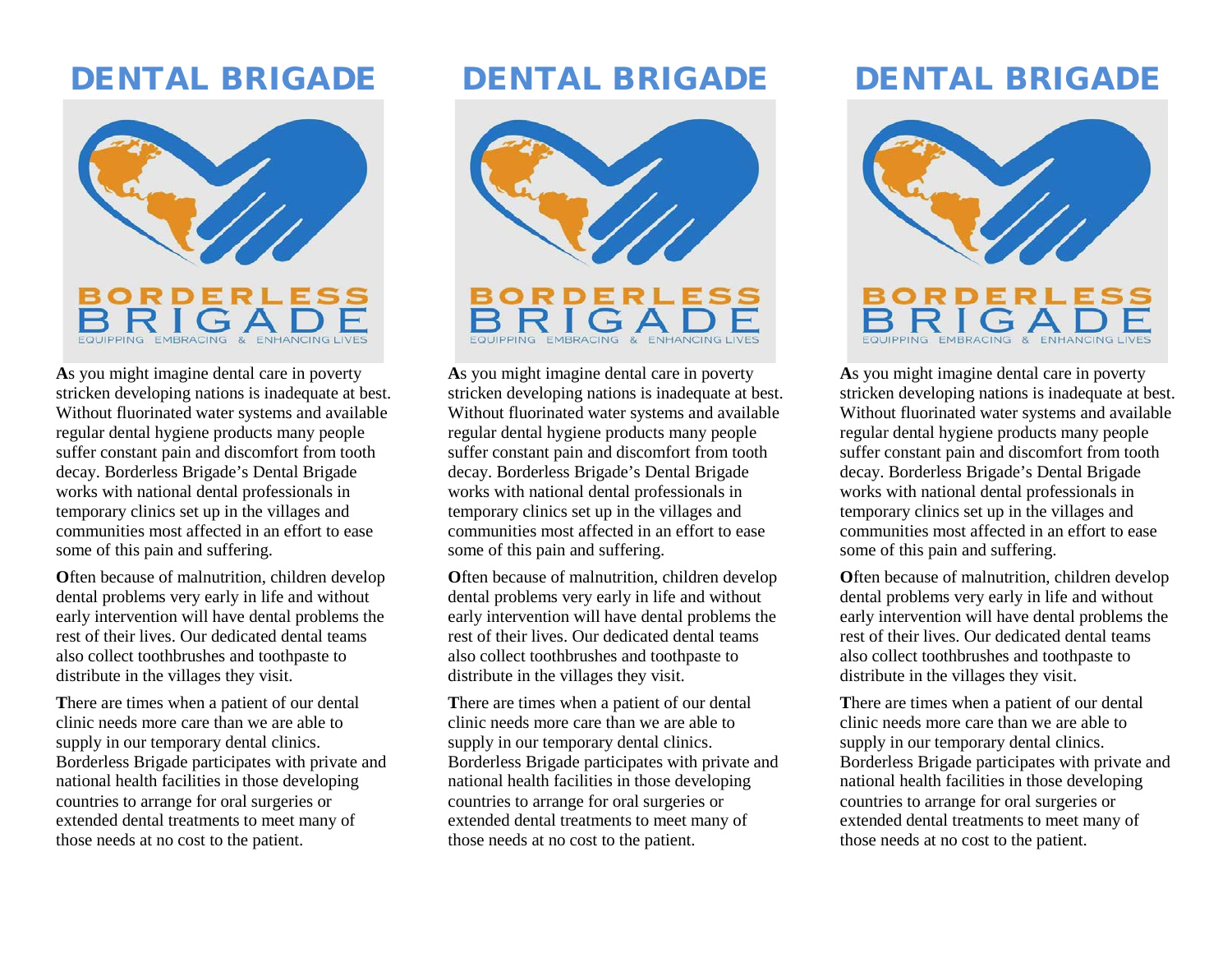# DENTAL BRIGADE

BORDERLESS
BRIGADE
EQUIPPING EMBRACING & ENHANCING LIVES

**A**s you might imagine dental care in poverty stricken developing nations is inadequate at best. Without fluorinated water systems and available regular dental hygiene products many people suffer constant pain and discomfort from tooth decay. Borderless Brigade's Dental Brigade works with national dental professionals in temporary clinics set up in the villages and communities most affected in an effort to ease some of this pain and suffering.

**O**ften because of malnutrition, children develop dental problems very early in life and without early intervention will have dental problems the rest of their lives. Our dedicated dental teams also collect toothbrushes and toothpaste to distribute in the villages they visit.

**T**here are times when a patient of our dental clinic needs more care than we are able to supply in our temporary dental clinics. Borderless Brigade participates with private and national health facilities in those developing countries to arrange for oral surgeries or extended dental treatments to meet many of those needs at no cost to the patient.

# DENTAL BRIGADE

BORDERLESS
BRIGADE
EQUIPPING EMBRACING & ENHANCING LIVES

**A**s you might imagine dental care in poverty stricken developing nations is inadequate at best. Without fluorinated water systems and available regular dental hygiene products many people suffer constant pain and discomfort from tooth decay. Borderless Brigade's Dental Brigade works with national dental professionals in temporary clinics set up in the villages and communities most affected in an effort to ease some of this pain and suffering.

**O**ften because of malnutrition, children develop dental problems very early in life and without early intervention will have dental problems the rest of their lives. Our dedicated dental teams also collect toothbrushes and toothpaste to distribute in the villages they visit.

**T**here are times when a patient of our dental clinic needs more care than we are able to supply in our temporary dental clinics. Borderless Brigade participates with private and national health facilities in those developing countries to arrange for oral surgeries or extended dental treatments to meet many of those needs at no cost to the patient.

# DENTAL BRIGADE

BORDERLESS
BRIGADE
EQUIPPING EMBRACING & ENHANCING LIVES

**A**s you might imagine dental care in poverty stricken developing nations is inadequate at best. Without fluorinated water systems and available regular dental hygiene products many people suffer constant pain and discomfort from tooth decay. Borderless Brigade's Dental Brigade works with national dental professionals in temporary clinics set up in the villages and communities most affected in an effort to ease some of this pain and suffering.

**O**ften because of malnutrition, children develop dental problems very early in life and without early intervention will have dental problems the rest of their lives. Our dedicated dental teams also collect toothbrushes and toothpaste to distribute in the villages they visit.

**T**here are times when a patient of our dental clinic needs more care than we are able to supply in our temporary dental clinics. Borderless Brigade participates with private and national health facilities in those developing countries to arrange for oral surgeries or extended dental treatments to meet many of those needs at no cost to the patient.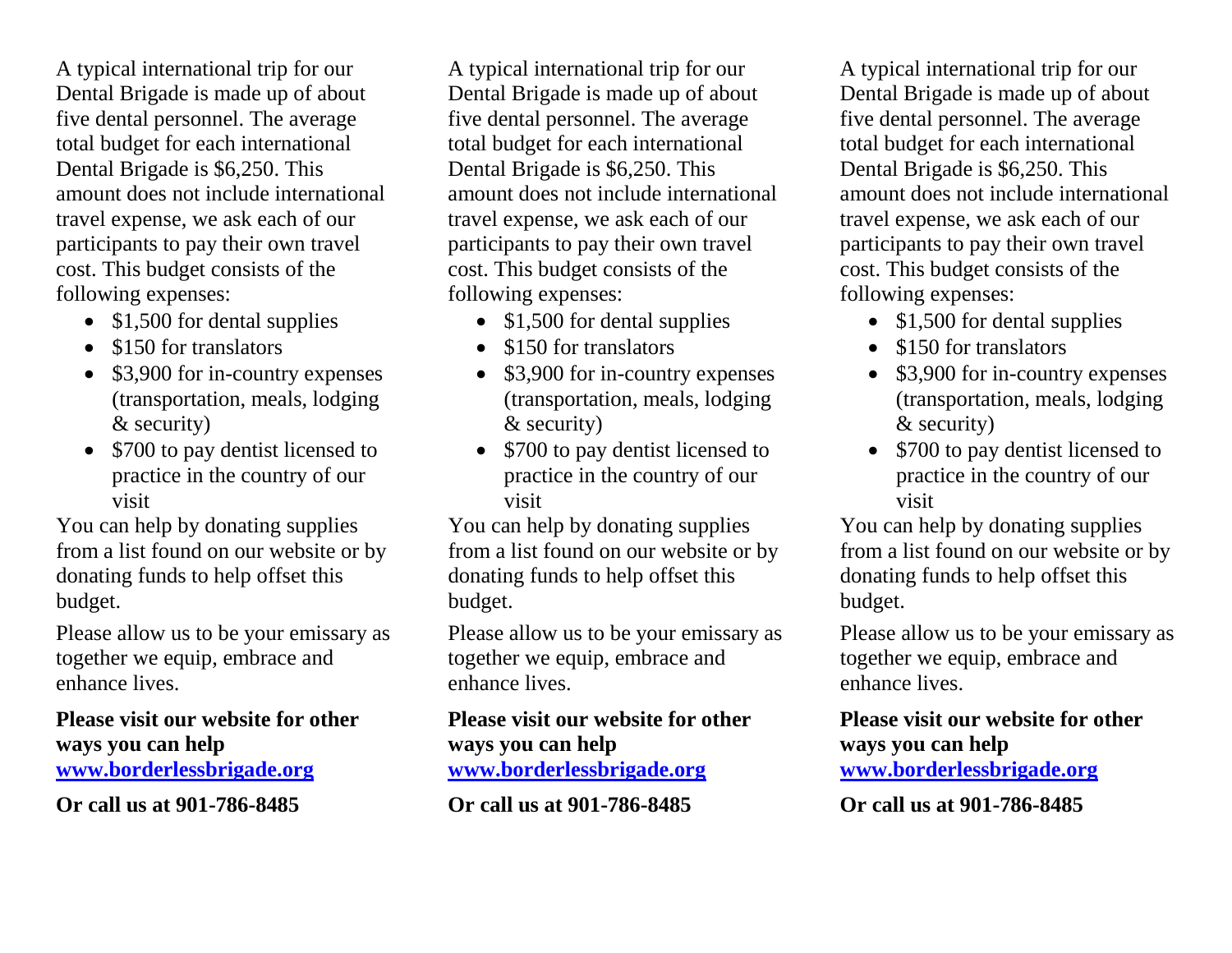A typical international trip for our Dental Brigade is made up of about five dental personnel. The average total budget for each international Dental Brigade is $6,250. This amount does not include international travel expense, we ask each of our participants to pay their own travel cost. This budget consists of the following expenses:

- $1,500 for dental supplies
- $150 for translators
- $3,900 for in-country expenses (transportation, meals, lodging & security)
- $700 to pay dentist licensed to practice in the country of our visit

You can help by donating supplies from a list found on our website or by donating funds to help offset this budget.

Please allow us to be your emissary as together we equip, embrace and enhance lives.

**Please visit our website for other ways you can help**
**[www.borderlessbrigade.org](http://www.borderlessbrigade.org)**

**Or call us at 901-786-8485**

A typical international trip for our Dental Brigade is made up of about five dental personnel. The average total budget for each international Dental Brigade is $6,250. This amount does not include international travel expense, we ask each of our participants to pay their own travel cost. This budget consists of the following expenses:

- $1,500 for dental supplies
- $150 for translators
- $3,900 for in-country expenses (transportation, meals, lodging & security)
- $700 to pay dentist licensed to practice in the country of our visit

You can help by donating supplies from a list found on our website or by donating funds to help offset this budget.

Please allow us to be your emissary as together we equip, embrace and enhance lives.

**Please visit our website for other ways you can help**
**[www.borderlessbrigade.org](http://www.borderlessbrigade.org)**

**Or call us at 901-786-8485**

A typical international trip for our Dental Brigade is made up of about five dental personnel. The average total budget for each international Dental Brigade is $6,250. This amount does not include international travel expense, we ask each of our participants to pay their own travel cost. This budget consists of the following expenses:

- $1,500 for dental supplies
- $150 for translators
- $3,900 for in-country expenses (transportation, meals, lodging & security)
- $700 to pay dentist licensed to practice in the country of our visit

You can help by donating supplies from a list found on our website or by donating funds to help offset this budget.

Please allow us to be your emissary as together we equip, embrace and enhance lives.

**Please visit our website for other ways you can help**
**[www.borderlessbrigade.org](http://www.borderlessbrigade.org)**

**Or call us at 901-786-8485**